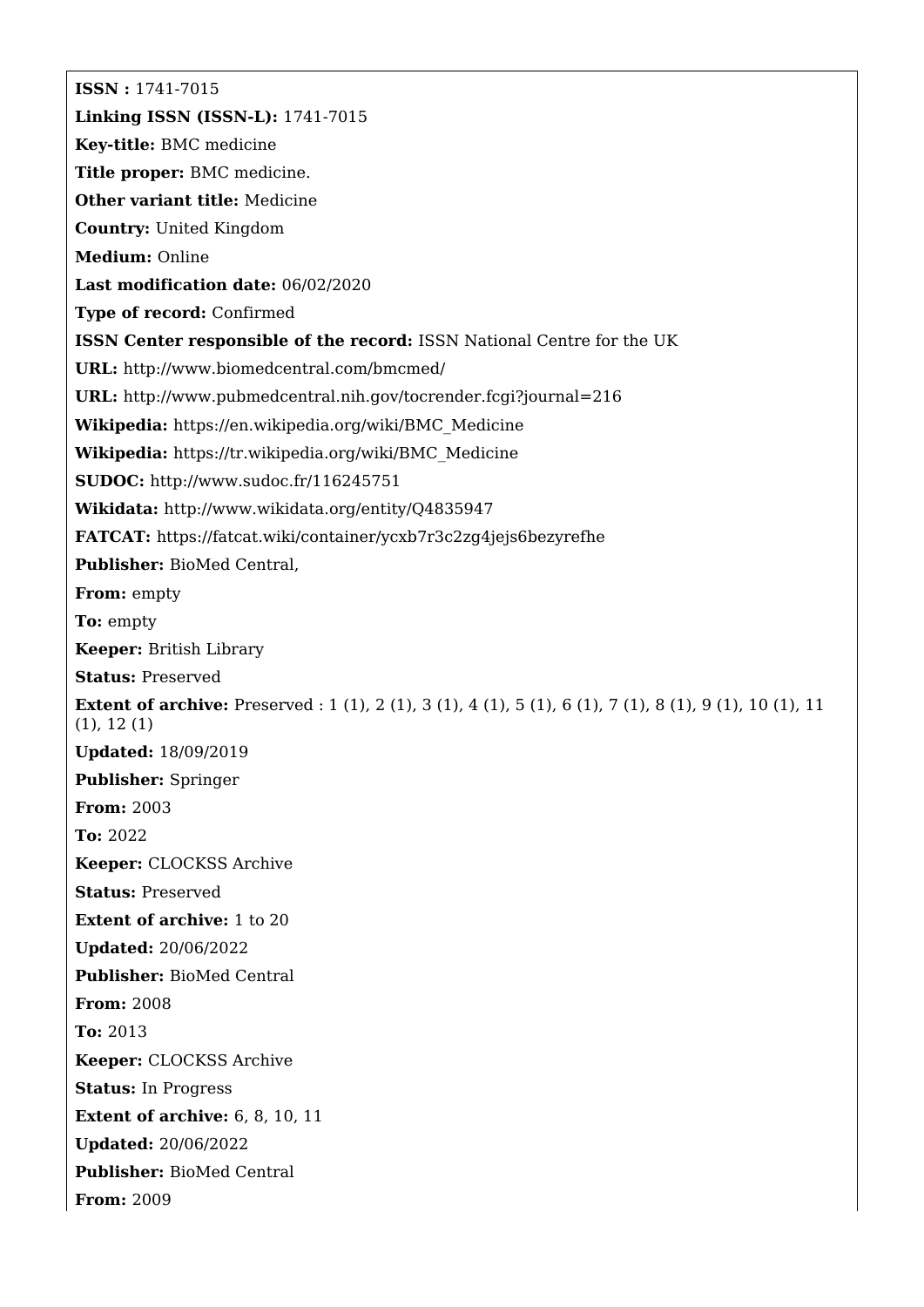**ISSN :** 1741-7015

**Linking ISSN (ISSN-L):** 1741-7015

**Key-title:** BMC medicine

**Title proper:** BMC medicine.

**Other variant title:** Medicine

**Country:** United Kingdom

**Medium:** Online

**Last modification date:** 06/02/2020

**Type of record:** Confirmed

**ISSN Center responsible of the record:** ISSN National Centre for the UK

**URL:** http://www.biomedcentral.com/bmcmed/

**URL:** http://www.pubmedcentral.nih.gov/tocrender.fcgi?journal=216

**Wikipedia:** https://en.wikipedia.org/wiki/BMC_Medicine

**Wikipedia:** https://tr.wikipedia.org/wiki/BMC_Medicine

**SUDOC:** http://www.sudoc.fr/116245751

**Wikidata:** http://www.wikidata.org/entity/Q4835947

**FATCAT:** https://fatcat.wiki/container/ycxb7r3c2zg4jejs6bezyrefhe

**Publisher:** BioMed Central,

**From:** empty

**To:** empty

**Keeper:** British Library

**Status:** Preserved

**Extent of archive:** Preserved : 1 (1), 2 (1), 3 (1), 4 (1), 5 (1), 6 (1), 7 (1), 8 (1), 9 (1), 10 (1), 11 (1), 12 (1)

**Updated:** 18/09/2019

**Publisher:** Springer

**From:** 2003

**To:** 2022

**Keeper:** CLOCKSS Archive

**Status:** Preserved

**Extent of archive:** 1 to 20

**Updated:** 20/06/2022

**Publisher:** BioMed Central

**From:** 2008

**To:** 2013

**Keeper:** CLOCKSS Archive

**Status:** In Progress

**Extent of archive:** 6, 8, 10, 11

**Updated:** 20/06/2022

**Publisher:** BioMed Central

**From:** 2009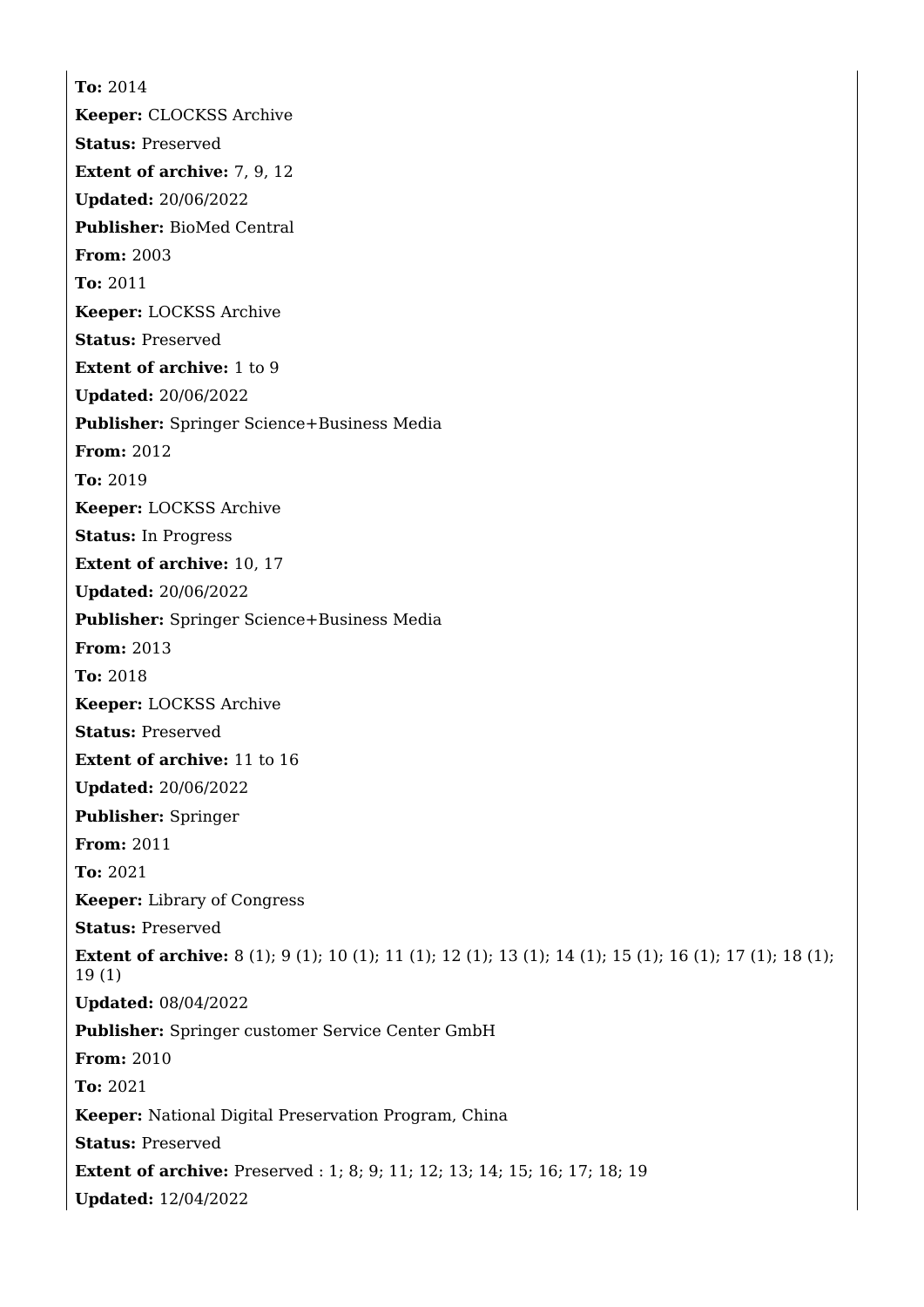**To:** 2014

**Keeper:** CLOCKSS Archive

**Status:** Preserved

**Extent of archive:** 7, 9, 12

**Updated:** 20/06/2022

**Publisher:** BioMed Central

**From:** 2003

**To:** 2011

**Keeper:** LOCKSS Archive

**Status:** Preserved

**Extent of archive:** 1 to 9

**Updated:** 20/06/2022

**Publisher:** Springer Science+Business Media

**From:** 2012

**To:** 2019

**Keeper:** LOCKSS Archive

**Status:** In Progress

**Extent of archive:** 10, 17

**Updated:** 20/06/2022

**Publisher:** Springer Science+Business Media

**From:** 2013

**To:** 2018

**Keeper:** LOCKSS Archive

**Status:** Preserved

**Extent of archive:** 11 to 16

**Updated:** 20/06/2022

**Publisher:** Springer

**From:** 2011

**To:** 2021

**Keeper:** Library of Congress

**Status:** Preserved

**Extent of archive:** 8 (1); 9 (1); 10 (1); 11 (1); 12 (1); 13 (1); 14 (1); 15 (1); 16 (1); 17 (1); 18 (1); 19 (1)

**Updated:** 08/04/2022

**Publisher:** Springer customer Service Center GmbH

**From:** 2010

**To:** 2021

**Keeper:** National Digital Preservation Program, China

**Status:** Preserved

**Extent of archive:** Preserved : 1; 8; 9; 11; 12; 13; 14; 15; 16; 17; 18; 19

**Updated:** 12/04/2022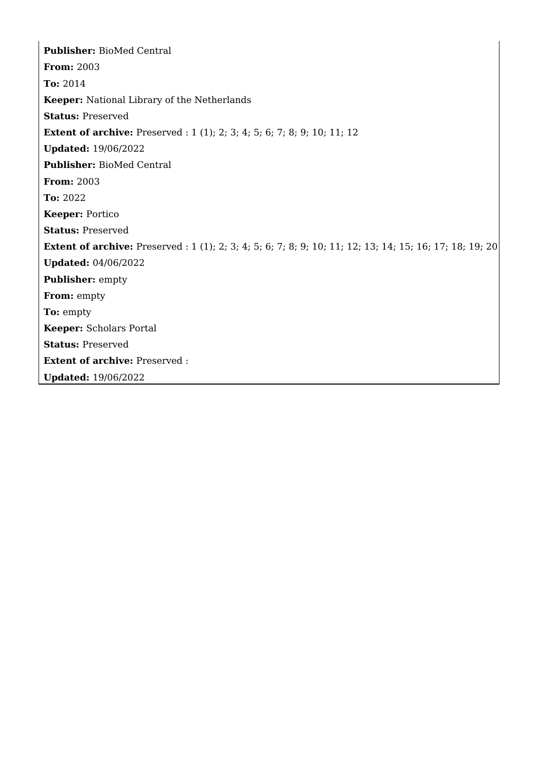**Publisher:** BioMed Central

**From:** 2003

**To:** 2014

**Keeper:** National Library of the Netherlands

**Status:** Preserved

**Extent of archive:** Preserved : 1 (1); 2; 3; 4; 5; 6; 7; 8; 9; 10; 11; 12

**Updated:** 19/06/2022

**Publisher:** BioMed Central

**From:** 2003

**To:** 2022

**Keeper:** Portico

**Status:** Preserved

**Extent of archive:** Preserved : 1 (1); 2; 3; 4; 5; 6; 7; 8; 9; 10; 11; 12; 13; 14; 15; 16; 17; 18; 19; 20

**Updated:** 04/06/2022

**Publisher:** empty

**From:** empty

**To:** empty

**Keeper:** Scholars Portal

**Status:** Preserved

**Extent of archive:** Preserved :

**Updated:** 19/06/2022